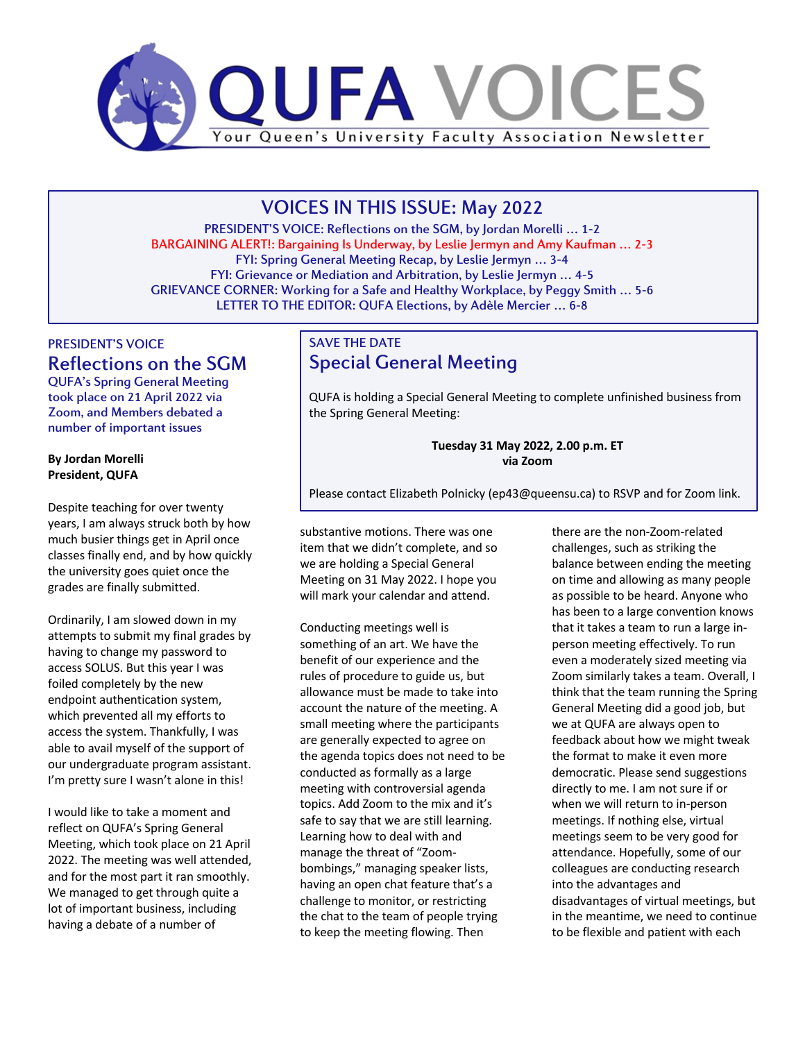# QUFA VOICES

Your Queen's University Faculty Association Newsletter

## VOICES IN THIS ISSUE: May 2022

PRESIDENT'S VOICE: Reflections on the SGM, by Jordan Morelli … 1-2

BARGAINING ALERT!: Bargaining Is Underway, by Leslie Jermyn and Amy Kaufman … 2-3

FYI: Spring General Meeting Recap, by Leslie Jermyn … 3-4

FYI: Grievance or Mediation and Arbitration, by Leslie Jermyn … 4-5

GRIEVANCE CORNER: Working for a Safe and Healthy Workplace, by Peggy Smith … 5-6

LETTER TO THE EDITOR: QUFA Elections, by Adèle Mercier … 6-8

PRESIDENT'S VOICE

## Reflections on the SGM

QUFA's Spring General Meeting took place on 21 April 2022 via Zoom, and Members debated a number of important issues

**By Jordan Morelli**
**President, QUFA**

Despite teaching for over twenty years, I am always struck both by how much busier things get in April once classes finally end, and by how quickly the university goes quiet once the grades are finally submitted.

Ordinarily, I am slowed down in my attempts to submit my final grades by having to change my password to access SOLUS. But this year I was foiled completely by the new endpoint authentication system, which prevented all my efforts to access the system. Thankfully, I was able to avail myself of the support of our undergraduate program assistant. I'm pretty sure I wasn't alone in this!

I would like to take a moment and reflect on QUFA's Spring General Meeting, which took place on 21 April 2022. The meeting was well attended, and for the most part it ran smoothly. We managed to get through quite a lot of important business, including having a debate of a number of substantive motions. There was one item that we didn't complete, and so we are holding a Special General Meeting on 31 May 2022. I hope you will mark your calendar and attend.

Conducting meetings well is something of an art. We have the benefit of our experience and the rules of procedure to guide us, but allowance must be made to take into account the nature of the meeting. A small meeting where the participants are generally expected to agree on the agenda topics does not need to be conducted as formally as a large meeting with controversial agenda topics. Add Zoom to the mix and it's safe to say that we are still learning. Learning how to deal with and manage the threat of "Zoom-bombings," managing speaker lists, having an open chat feature that's a challenge to monitor, or restricting the chat to the team of people trying to keep the meeting flowing. Then there are the non-Zoom-related challenges, such as striking the balance between ending the meeting on time and allowing as many people as possible to be heard. Anyone who has been to a large convention knows that it takes a team to run a large in-person meeting effectively. To run even a moderately sized meeting via Zoom similarly takes a team. Overall, I think that the team running the Spring General Meeting did a good job, but we at QUFA are always open to feedback about how we might tweak the format to make it even more democratic. Please send suggestions directly to me. I am not sure if or when we will return to in-person meetings. If nothing else, virtual meetings seem to be very good for attendance. Hopefully, some of our colleagues are conducting research into the advantages and disadvantages of virtual meetings, but in the meantime, we need to continue to be flexible and patient with each

---

SAVE THE DATE

## Special General Meeting

QUFA is holding a Special General Meeting to complete unfinished business from the Spring General Meeting:

**Tuesday 31 May 2022, 2.00 p.m. ET**
**via Zoom**

Please contact Elizabeth Polnicky (ep43@queensu.ca) to RSVP and for Zoom link.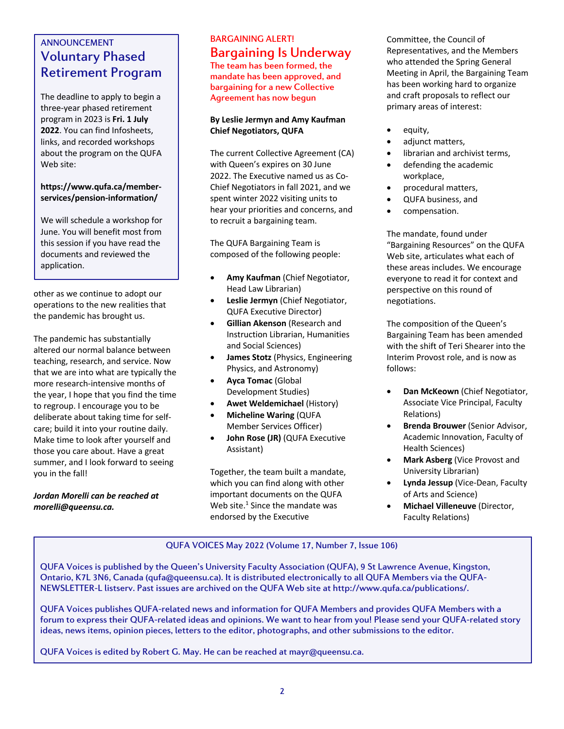ANNOUNCEMENT

## Voluntary Phased Retirement Program

The deadline to apply to begin a three-year phased retirement program in 2023 is **Fri. 1 July 2022**. You can find Infosheets, links, and recorded workshops about the program on the QUFA Web site:

**https://www.qufa.ca/member-services/pension-information/**

We will schedule a workshop for June. You will benefit most from this session if you have read the documents and reviewed the application.

other as we continue to adopt our operations to the new realities that the pandemic has brought us.

The pandemic has substantially altered our normal balance between teaching, research, and service. Now that we are into what are typically the more research-intensive months of the year, I hope that you find the time to regroup. I encourage you to be deliberate about taking time for self-care; build it into your routine daily. Make time to look after yourself and those you care about. Have a great summer, and I look forward to seeing you in the fall!

***Jordan Morelli can be reached at morelli@queensu.ca.***

BARGAINING ALERT!

## Bargaining Is Underway

The team has been formed, the mandate has been approved, and bargaining for a new Collective Agreement has now begun

**By Leslie Jermyn and Amy Kaufman**
**Chief Negotiators, QUFA**

The current Collective Agreement (CA) with Queen's expires on 30 June 2022. The Executive named us as Co-Chief Negotiators in fall 2021, and we spent winter 2022 visiting units to hear your priorities and concerns, and to recruit a bargaining team.

The QUFA Bargaining Team is composed of the following people:

- **Amy Kaufman** (Chief Negotiator, Head Law Librarian)
- **Leslie Jermyn** (Chief Negotiator, QUFA Executive Director)
- **Gillian Akenson** (Research and Instruction Librarian, Humanities and Social Sciences)
- **James Stotz** (Physics, Engineering Physics, and Astronomy)
- **Ayca Tomac** (Global Development Studies)
- **Awet Weldemichael** (History)
- **Micheline Waring** (QUFA Member Services Officer)
- **John Rose (JR)** (QUFA Executive Assistant)

Together, the team built a mandate, which you can find along with other important documents on the QUFA Web site.[1] Since the mandate was endorsed by the Executive Committee, the Council of Representatives, and the Members who attended the Spring General Meeting in April, the Bargaining Team has been working hard to organize and craft proposals to reflect our primary areas of interest:

- equity,
- adjunct matters,
- librarian and archivist terms,
- defending the academic workplace,
- procedural matters,
- QUFA business, and
- compensation.

The mandate, found under "Bargaining Resources" on the QUFA Web site, articulates what each of these areas includes. We encourage everyone to read it for context and perspective on this round of negotiations.

The composition of the Queen's Bargaining Team has been amended with the shift of Teri Shearer into the Interim Provost role, and is now as follows:

- **Dan McKeown** (Chief Negotiator, Associate Vice Principal, Faculty Relations)
- **Brenda Brouwer** (Senior Advisor, Academic Innovation, Faculty of Health Sciences)
- **Mark Asberg** (Vice Provost and University Librarian)
- **Lynda Jessup** (Vice-Dean, Faculty of Arts and Science)
- **Michael Villeneuve** (Director, Faculty Relations)

QUFA VOICES May 2022 (Volume 17, Number 7, Issue 106)

QUFA Voices is published by the Queen's University Faculty Association (QUFA), 9 St Lawrence Avenue, Kingston, Ontario, K7L 3N6, Canada (qufa@queensu.ca). It is distributed electronically to all QUFA Members via the QUFA-NEWSLETTER-L listserv. Past issues are archived on the QUFA Web site at http://www.qufa.ca/publications/.

QUFA Voices publishes QUFA-related news and information for QUFA Members and provides QUFA Members with a forum to express their QUFA-related ideas and opinions. We want to hear from you! Please send your QUFA-related story ideas, news items, opinion pieces, letters to the editor, photographs, and other submissions to the editor.

QUFA Voices is edited by Robert G. May. He can be reached at mayr@queensu.ca.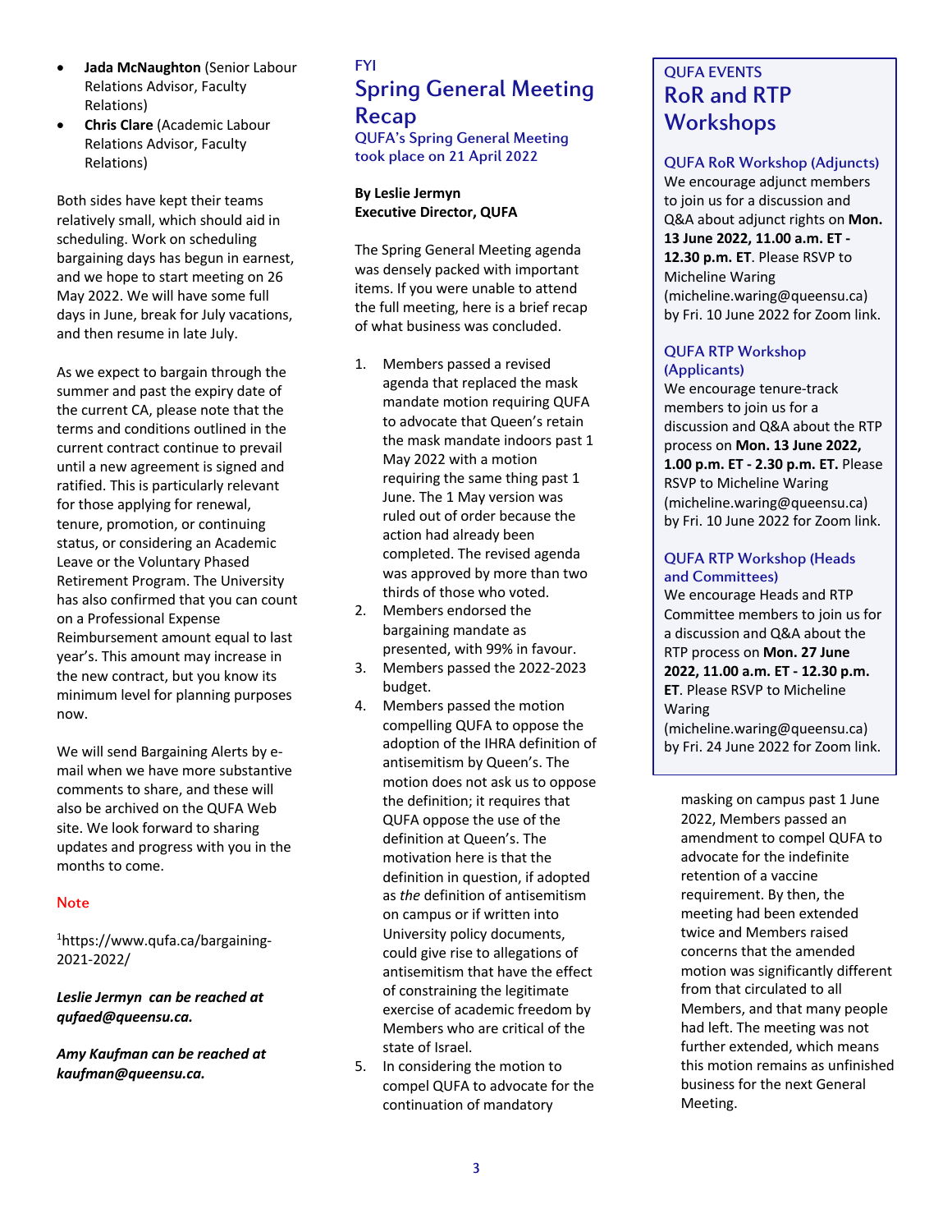- **Jada McNaughton** (Senior Labour Relations Advisor, Faculty Relations)
- **Chris Clare** (Academic Labour Relations Advisor, Faculty Relations)

Both sides have kept their teams relatively small, which should aid in scheduling. Work on scheduling bargaining days has begun in earnest, and we hope to start meeting on 26 May 2022. We will have some full days in June, break for July vacations, and then resume in late July.

As we expect to bargain through the summer and past the expiry date of the current CA, please note that the terms and conditions outlined in the current contract continue to prevail until a new agreement is signed and ratified. This is particularly relevant for those applying for renewal, tenure, promotion, or continuing status, or considering an Academic Leave or the Voluntary Phased Retirement Program. The University has also confirmed that you can count on a Professional Expense Reimbursement amount equal to last year's. This amount may increase in the new contract, but you know its minimum level for planning purposes now.

We will send Bargaining Alerts by e-mail when we have more substantive comments to share, and these will also be archived on the QUFA Web site. We look forward to sharing updates and progress with you in the months to come.

#### Note

[1]https://www.qufa.ca/bargaining-2021-2022/

***Leslie Jermyn can be reached at qufaed@queensu.ca.***

***Amy Kaufman can be reached at kaufman@queensu.ca.***

FYI

## Spring General Meeting Recap

### QUFA's Spring General Meeting took place on 21 April 2022

**By Leslie Jermyn**
**Executive Director, QUFA**

The Spring General Meeting agenda was densely packed with important items. If you were unable to attend the full meeting, here is a brief recap of what business was concluded.

1. Members passed a revised agenda that replaced the mask mandate motion requiring QUFA to advocate that Queen's retain the mask mandate indoors past 1 May 2022 with a motion requiring the same thing past 1 June. The 1 May version was ruled out of order because the action had already been completed. The revised agenda was approved by more than two thirds of those who voted.
2. Members endorsed the bargaining mandate as presented, with 99% in favour.
3. Members passed the 2022-2023 budget.
4. Members passed the motion compelling QUFA to oppose the adoption of the IHRA definition of antisemitism by Queen's. The motion does not ask us to oppose the definition; it requires that QUFA oppose the use of the definition at Queen's. The motivation here is that the definition in question, if adopted as *the* definition of antisemitism on campus or if written into University policy documents, could give rise to allegations of antisemitism that have the effect of constraining the legitimate exercise of academic freedom by Members who are critical of the state of Israel.
5. In considering the motion to compel QUFA to advocate for the continuation of mandatory masking on campus past 1 June 2022, Members passed an amendment to compel QUFA to advocate for the indefinite retention of a vaccine requirement. By then, the meeting had been extended twice and Members raised concerns that the amended motion was significantly different from that circulated to all Members, and that many people had left. The meeting was not further extended, which means this motion remains as unfinished business for the next General Meeting.

QUFA EVENTS

## RoR and RTP Workshops

### QUFA RoR Workshop (Adjuncts)

We encourage adjunct members to join us for a discussion and Q&A about adjunct rights on **Mon. 13 June 2022, 11.00 a.m. ET - 12.30 p.m. ET**. Please RSVP to Micheline Waring (micheline.waring@queensu.ca) by Fri. 10 June 2022 for Zoom link.

### QUFA RTP Workshop (Applicants)

We encourage tenure-track members to join us for a discussion and Q&A about the RTP process on **Mon. 13 June 2022, 1.00 p.m. ET - 2.30 p.m. ET.** Please RSVP to Micheline Waring (micheline.waring@queensu.ca) by Fri. 10 June 2022 for Zoom link.

### QUFA RTP Workshop (Heads and Committees)

We encourage Heads and RTP Committee members to join us for a discussion and Q&A about the RTP process on **Mon. 27 June 2022, 11.00 a.m. ET - 12.30 p.m. ET**. Please RSVP to Micheline Waring (micheline.waring@queensu.ca) by Fri. 24 June 2022 for Zoom link.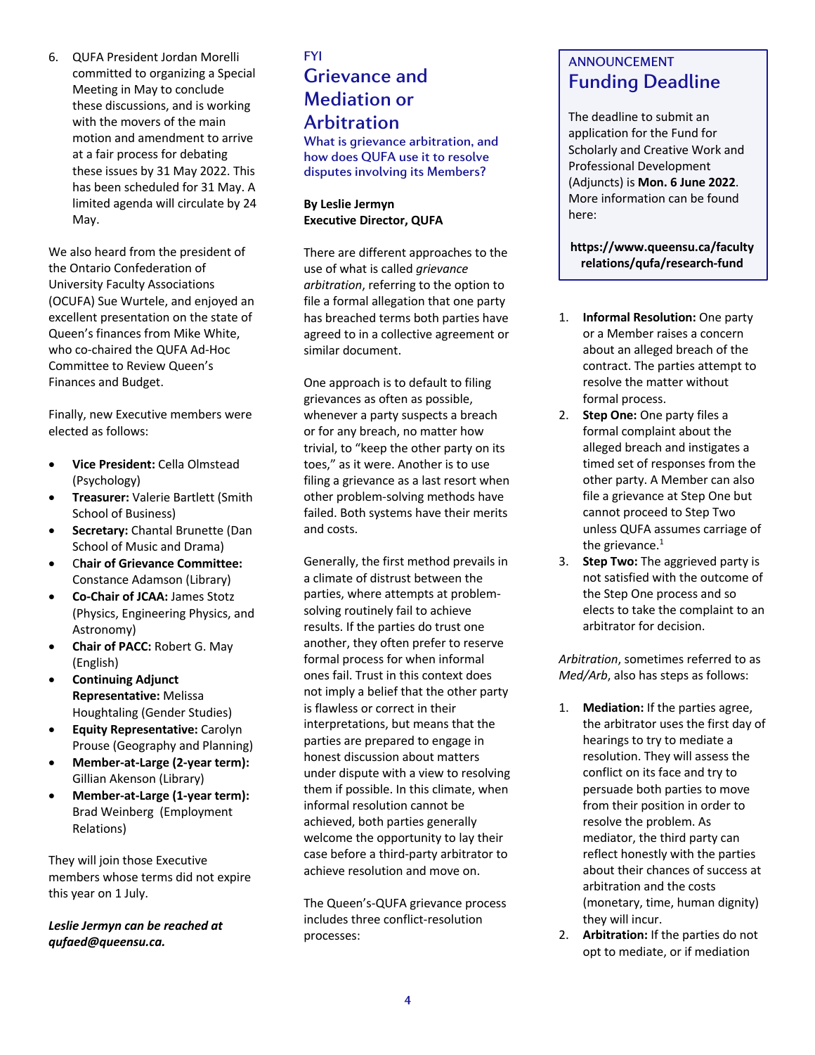6. QUFA President Jordan Morelli committed to organizing a Special Meeting in May to conclude these discussions, and is working with the movers of the main motion and amendment to arrive at a fair process for debating these issues by 31 May 2022. This has been scheduled for 31 May. A limited agenda will circulate by 24 May.

We also heard from the president of the Ontario Confederation of University Faculty Associations (OCUFA) Sue Wurtele, and enjoyed an excellent presentation on the state of Queen's finances from Mike White, who co-chaired the QUFA Ad-Hoc Committee to Review Queen's Finances and Budget.

Finally, new Executive members were elected as follows:

- **Vice President:** Cella Olmstead (Psychology)
- **Treasurer:** Valerie Bartlett (Smith School of Business)
- **Secretary:** Chantal Brunette (Dan School of Music and Drama)
- **Chair of Grievance Committee:** Constance Adamson (Library)
- **Co-Chair of JCAA:** James Stotz (Physics, Engineering Physics, and Astronomy)
- **Chair of PACC:** Robert G. May (English)
- **Continuing Adjunct Representative:** Melissa Houghtaling (Gender Studies)
- **Equity Representative:** Carolyn Prouse (Geography and Planning)
- **Member-at-Large (2-year term):** Gillian Akenson (Library)
- **Member-at-Large (1-year term):** Brad Weinberg (Employment Relations)

They will join those Executive members whose terms did not expire this year on 1 July.

***Leslie Jermyn can be reached at qufaed@queensu.ca.***

FYI

## Grievance and Mediation or Arbitration

### What is grievance arbitration, and how does QUFA use it to resolve disputes involving its Members?

**By Leslie Jermyn**
**Executive Director, QUFA**

There are different approaches to the use of what is called *grievance arbitration*, referring to the option to file a formal allegation that one party has breached terms both parties have agreed to in a collective agreement or similar document.

One approach is to default to filing grievances as often as possible, whenever a party suspects a breach or for any breach, no matter how trivial, to "keep the other party on its toes," as it were. Another is to use filing a grievance as a last resort when other problem-solving methods have failed. Both systems have their merits and costs.

Generally, the first method prevails in a climate of distrust between the parties, where attempts at problem-solving routinely fail to achieve results. If the parties do trust one another, they often prefer to reserve formal process for when informal ones fail. Trust in this context does not imply a belief that the other party is flawless or correct in their interpretations, but means that the parties are prepared to engage in honest discussion about matters under dispute with a view to resolving them if possible. In this climate, when informal resolution cannot be achieved, both parties generally welcome the opportunity to lay their case before a third-party arbitrator to achieve resolution and move on.

The Queen's-QUFA grievance process includes three conflict-resolution processes:

1. **Informal Resolution:** One party or a Member raises a concern about an alleged breach of the contract. The parties attempt to resolve the matter without formal process.
2. **Step One:** One party files a formal complaint about the alleged breach and instigates a timed set of responses from the other party. A Member can also file a grievance at Step One but cannot proceed to Step Two unless QUFA assumes carriage of the grievance.[1]
3. **Step Two:** The aggrieved party is not satisfied with the outcome of the Step One process and so elects to take the complaint to an arbitrator for decision.

*Arbitration*, sometimes referred to as *Med/Arb*, also has steps as follows:

1. **Mediation:** If the parties agree, the arbitrator uses the first day of hearings to try to mediate a resolution. They will assess the conflict on its face and try to persuade both parties to move from their position in order to resolve the problem. As mediator, the third party can reflect honestly with the parties about their chances of success at arbitration and the costs (monetary, time, human dignity) they will incur.
2. **Arbitration:** If the parties do not opt to mediate, or if mediation

ANNOUNCEMENT

## Funding Deadline

The deadline to submit an application for the Fund for Scholarly and Creative Work and Professional Development (Adjuncts) is **Mon. 6 June 2022**. More information can be found here:

**https://www.queensu.ca/facultyrelations/qufa/research-fund**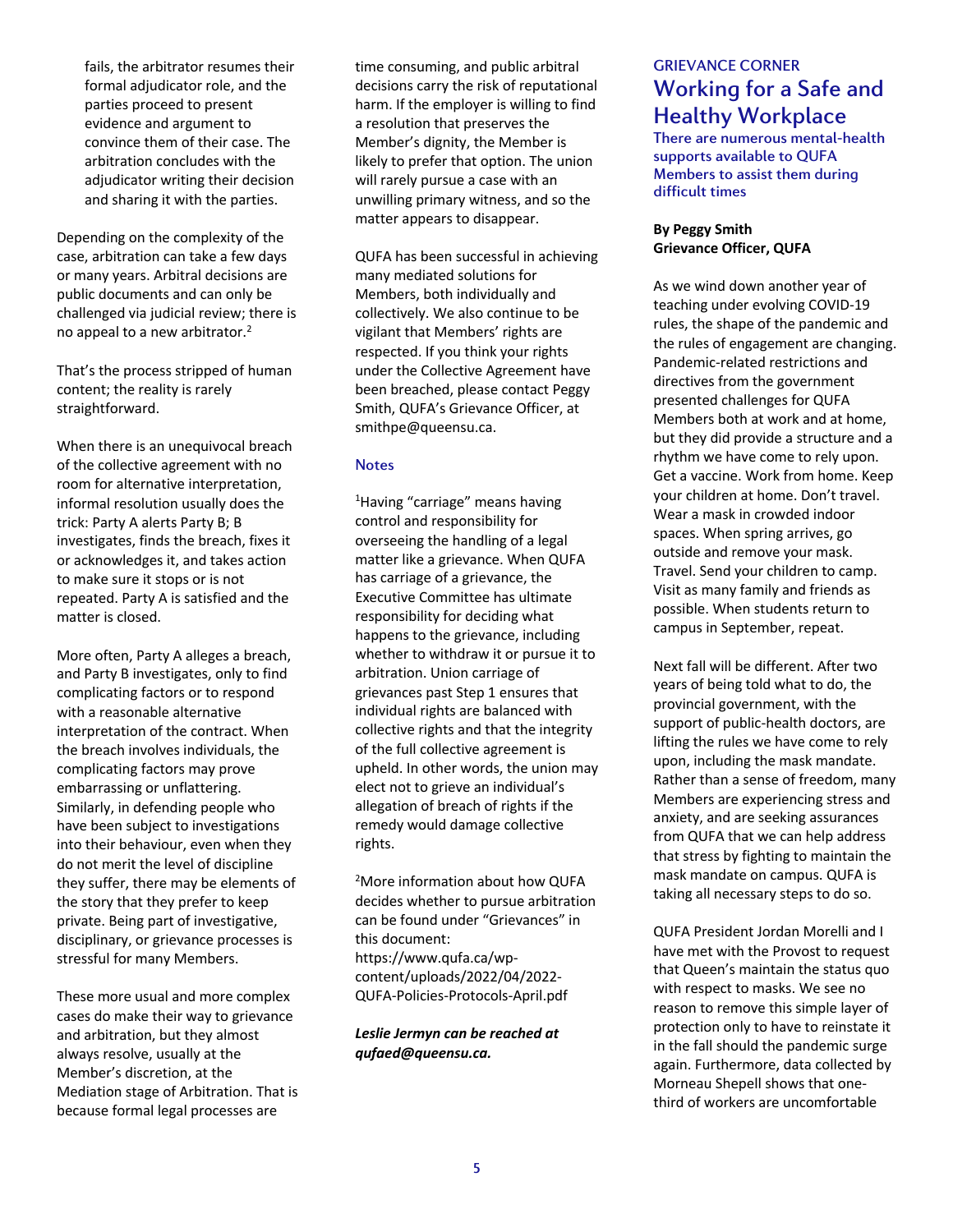fails, the arbitrator resumes their formal adjudicator role, and the parties proceed to present evidence and argument to convince them of their case. The arbitration concludes with the adjudicator writing their decision and sharing it with the parties.

Depending on the complexity of the case, arbitration can take a few days or many years. Arbitral decisions are public documents and can only be challenged via judicial review; there is no appeal to a new arbitrator.[2]

That's the process stripped of human content; the reality is rarely straightforward.

When there is an unequivocal breach of the collective agreement with no room for alternative interpretation, informal resolution usually does the trick: Party A alerts Party B; B investigates, finds the breach, fixes it or acknowledges it, and takes action to make sure it stops or is not repeated. Party A is satisfied and the matter is closed.

More often, Party A alleges a breach, and Party B investigates, only to find complicating factors or to respond with a reasonable alternative interpretation of the contract. When the breach involves individuals, the complicating factors may prove embarrassing or unflattering. Similarly, in defending people who have been subject to investigations into their behaviour, even when they do not merit the level of discipline they suffer, there may be elements of the story that they prefer to keep private. Being part of investigative, disciplinary, or grievance processes is stressful for many Members.

These more usual and more complex cases do make their way to grievance and arbitration, but they almost always resolve, usually at the Member's discretion, at the Mediation stage of Arbitration. That is because formal legal processes are time consuming, and public arbitral decisions carry the risk of reputational harm. If the employer is willing to find a resolution that preserves the Member's dignity, the Member is likely to prefer that option. The union will rarely pursue a case with an unwilling primary witness, and so the matter appears to disappear.

QUFA has been successful in achieving many mediated solutions for Members, both individually and collectively. We also continue to be vigilant that Members' rights are respected. If you think your rights under the Collective Agreement have been breached, please contact Peggy Smith, QUFA's Grievance Officer, at smithpe@queensu.ca.

### Notes

[1]Having "carriage" means having control and responsibility for overseeing the handling of a legal matter like a grievance. When QUFA has carriage of a grievance, the Executive Committee has ultimate responsibility for deciding what happens to the grievance, including whether to withdraw it or pursue it to arbitration. Union carriage of grievances past Step 1 ensures that individual rights are balanced with collective rights and that the integrity of the full collective agreement is upheld. In other words, the union may elect not to grieve an individual's allegation of breach of rights if the remedy would damage collective rights.

[2]More information about how QUFA decides whether to pursue arbitration can be found under "Grievances" in this document: https://www.qufa.ca/wp-content/uploads/2022/04/2022-QUFA-Policies-Protocols-April.pdf

***Leslie Jermyn can be reached at qufaed@queensu.ca.***

GRIEVANCE CORNER

# Working for a Safe and Healthy Workplace

### There are numerous mental-health supports available to QUFA Members to assist them during difficult times

**By Peggy Smith**
**Grievance Officer, QUFA**

As we wind down another year of teaching under evolving COVID-19 rules, the shape of the pandemic and the rules of engagement are changing. Pandemic-related restrictions and directives from the government presented challenges for QUFA Members both at work and at home, but they did provide a structure and a rhythm we have come to rely upon. Get a vaccine. Work from home. Keep your children at home. Don't travel. Wear a mask in crowded indoor spaces. When spring arrives, go outside and remove your mask. Travel. Send your children to camp. Visit as many family and friends as possible. When students return to campus in September, repeat.

Next fall will be different. After two years of being told what to do, the provincial government, with the support of public-health doctors, are lifting the rules we have come to rely upon, including the mask mandate. Rather than a sense of freedom, many Members are experiencing stress and anxiety, and are seeking assurances from QUFA that we can help address that stress by fighting to maintain the mask mandate on campus. QUFA is taking all necessary steps to do so.

QUFA President Jordan Morelli and I have met with the Provost to request that Queen's maintain the status quo with respect to masks. We see no reason to remove this simple layer of protection only to have to reinstate it in the fall should the pandemic surge again. Furthermore, data collected by Morneau Shepell shows that one-third of workers are uncomfortable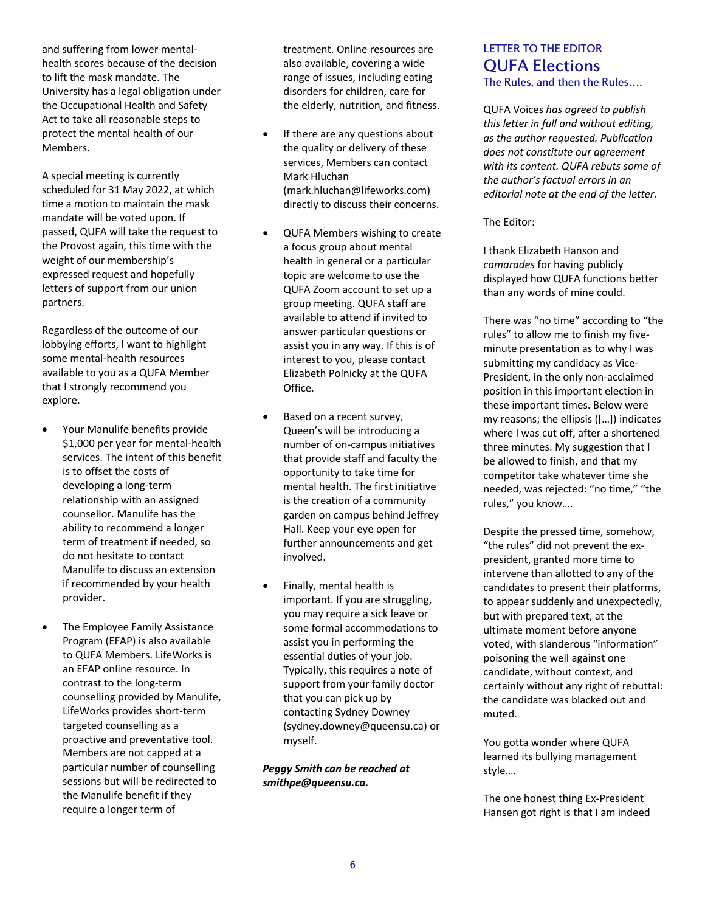and suffering from lower mental-health scores because of the decision to lift the mask mandate. The University has a legal obligation under the Occupational Health and Safety Act to take all reasonable steps to protect the mental health of our Members.

A special meeting is currently scheduled for 31 May 2022, at which time a motion to maintain the mask mandate will be voted upon. If passed, QUFA will take the request to the Provost again, this time with the weight of our membership's expressed request and hopefully letters of support from our union partners.

Regardless of the outcome of our lobbying efforts, I want to highlight some mental-health resources available to you as a QUFA Member that I strongly recommend you explore.

- Your Manulife benefits provide $1,000 per year for mental-health services. The intent of this benefit is to offset the costs of developing a long-term relationship with an assigned counsellor. Manulife has the ability to recommend a longer term of treatment if needed, so do not hesitate to contact Manulife to discuss an extension if recommended by your health provider.

- The Employee Family Assistance Program (EFAP) is also available to QUFA Members. LifeWorks is an EFAP online resource. In contrast to the long-term counselling provided by Manulife, LifeWorks provides short-term targeted counselling as a proactive and preventative tool. Members are not capped at a particular number of counselling sessions but will be redirected to the Manulife benefit if they require a longer term of treatment. Online resources are also available, covering a wide range of issues, including eating disorders for children, care for the elderly, nutrition, and fitness.

- If there are any questions about the quality or delivery of these services, Members can contact Mark Hluchan (mark.hluchan@lifeworks.com) directly to discuss their concerns.

- QUFA Members wishing to create a focus group about mental health in general or a particular topic are welcome to use the QUFA Zoom account to set up a group meeting. QUFA staff are available to attend if invited to answer particular questions or assist you in any way. If this is of interest to you, please contact Elizabeth Polnicky at the QUFA Office.

- Based on a recent survey, Queen's will be introducing a number of on-campus initiatives that provide staff and faculty the opportunity to take time for mental health. The first initiative is the creation of a community garden on campus behind Jeffrey Hall. Keep your eye open for further announcements and get involved.

- Finally, mental health is important. If you are struggling, you may require a sick leave or some formal accommodations to assist you in performing the essential duties of your job. Typically, this requires a note of support from your family doctor that you can pick up by contacting Sydney Downey (sydney.downey@queensu.ca) or myself.

***Peggy Smith can be reached at smithpe@queensu.ca.***

LETTER TO THE EDITOR

## QUFA Elections

### The Rules, and then the Rules….

QUFA Voices *has agreed to publish this letter in full and without editing, as the author requested. Publication does not constitute our agreement with its content. QUFA rebuts some of the author's factual errors in an editorial note at the end of the letter.*

The Editor:

I thank Elizabeth Hanson and *camarades* for having publicly displayed how QUFA functions better than any words of mine could.

There was "no time" according to "the rules" to allow me to finish my five-minute presentation as to why I was submitting my candidacy as Vice-President, in the only non-acclaimed position in this important election in these important times. Below were my reasons; the ellipsis ([…]) indicates where I was cut off, after a shortened three minutes. My suggestion that I be allowed to finish, and that my competitor take whatever time she needed, was rejected: "no time," "the rules," you know….

Despite the pressed time, somehow, "the rules" did not prevent the ex-president, granted more time to intervene than allotted to any of the candidates to present their platforms, to appear suddenly and unexpectedly, but with prepared text, at the ultimate moment before anyone voted, with slanderous "information" poisoning the well against one candidate, without context, and certainly without any right of rebuttal: the candidate was blacked out and muted.

You gotta wonder where QUFA learned its bullying management style….

The one honest thing Ex-President Hansen got right is that I am indeed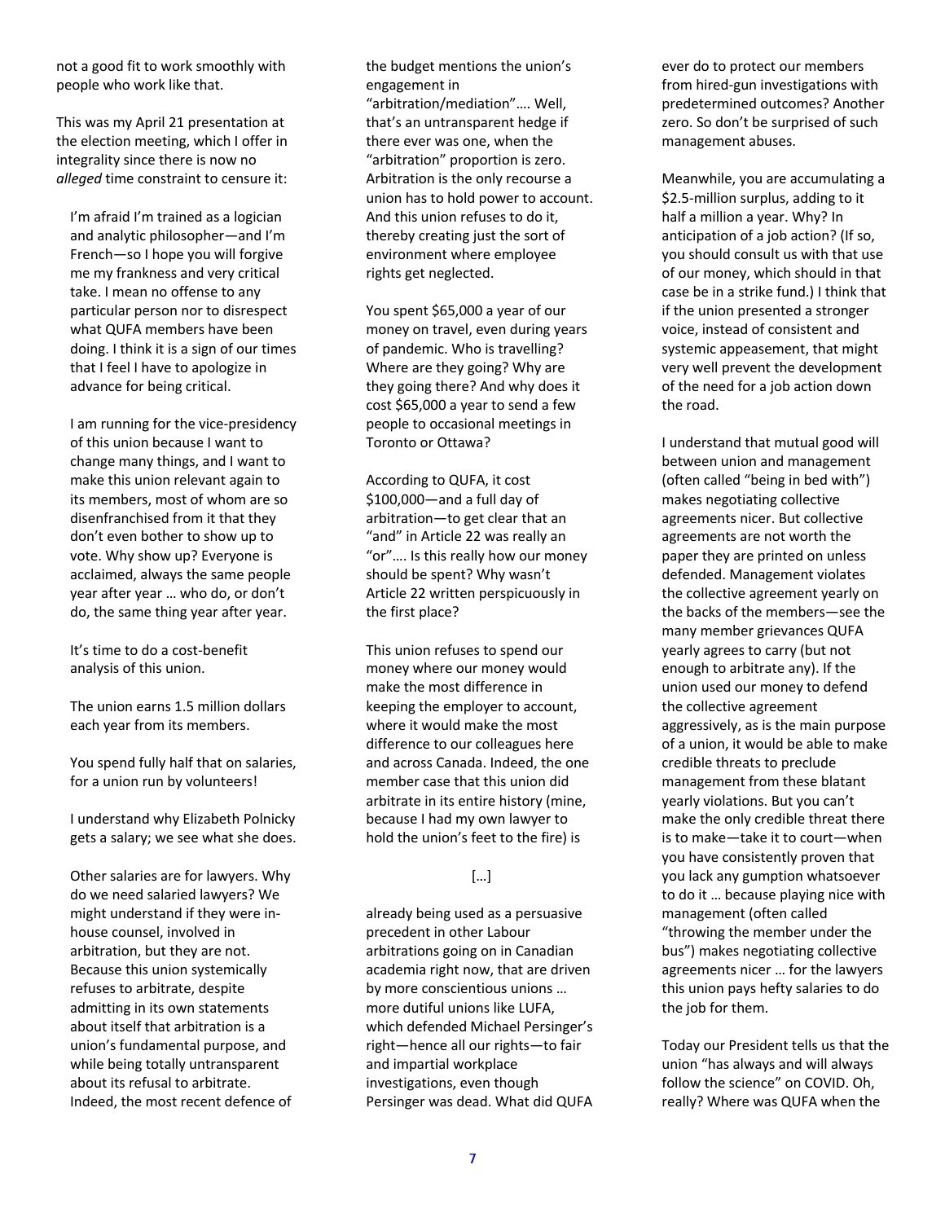not a good fit to work smoothly with people who work like that.

This was my April 21 presentation at the election meeting, which I offer in integrality since there is now no *alleged* time constraint to censure it:

> I'm afraid I'm trained as a logician and analytic philosopher—and I'm French—so I hope you will forgive me my frankness and very critical take. I mean no offense to any particular person nor to disrespect what QUFA members have been doing. I think it is a sign of our times that I feel I have to apologize in advance for being critical.
>
> I am running for the vice-presidency of this union because I want to change many things, and I want to make this union relevant again to its members, most of whom are so disenfranchised from it that they don't even bother to show up to vote. Why show up? Everyone is acclaimed, always the same people year after year … who do, or don't do, the same thing year after year.
>
> It's time to do a cost-benefit analysis of this union.
>
> The union earns 1.5 million dollars each year from its members.
>
> You spend fully half that on salaries, for a union run by volunteers!
>
> I understand why Elizabeth Polnicky gets a salary; we see what she does.
>
> Other salaries are for lawyers. Why do we need salaried lawyers? We might understand if they were in-house counsel, involved in arbitration, but they are not. Because this union systemically refuses to arbitrate, despite admitting in its own statements about itself that arbitration is a union's fundamental purpose, and while being totally untransparent about its refusal to arbitrate. Indeed, the most recent defence of the budget mentions the union's engagement in "arbitration/mediation"…. Well, that's an untransparent hedge if there ever was one, when the "arbitration" proportion is zero. Arbitration is the only recourse a union has to hold power to account. And this union refuses to do it, thereby creating just the sort of environment where employee rights get neglected.
>
> You spent $65,000 a year of our money on travel, even during years of pandemic. Who is travelling? Where are they going? Why are they going there? And why does it cost $65,000 a year to send a few people to occasional meetings in Toronto or Ottawa?
>
> According to QUFA, it cost $100,000—and a full day of arbitration—to get clear that an "and" in Article 22 was really an "or"…. Is this really how our money should be spent? Why wasn't Article 22 written perspicuously in the first place?
>
> This union refuses to spend our money where our money would make the most difference in keeping the employer to account, where it would make the most difference to our colleagues here and across Canada. Indeed, the one member case that this union did arbitrate in its entire history (mine, because I had my own lawyer to hold the union's feet to the fire) is
>
> […]
>
> already being used as a persuasive precedent in other Labour arbitrations going on in Canadian academia right now, that are driven by more conscientious unions … more dutiful unions like LUFA, which defended Michael Persinger's right—hence all our rights—to fair and impartial workplace investigations, even though Persinger was dead. What did QUFA ever do to protect our members from hired-gun investigations with predetermined outcomes? Another zero. So don't be surprised of such management abuses.
>
> Meanwhile, you are accumulating a $2.5-million surplus, adding to it half a million a year. Why? In anticipation of a job action? (If so, you should consult us with that use of our money, which should in that case be in a strike fund.) I think that if the union presented a stronger voice, instead of consistent and systemic appeasement, that might very well prevent the development of the need for a job action down the road.
>
> I understand that mutual good will between union and management (often called "being in bed with") makes negotiating collective agreements nicer. But collective agreements are not worth the paper they are printed on unless defended. Management violates the collective agreement yearly on the backs of the members—see the many member grievances QUFA yearly agrees to carry (but not enough to arbitrate any). If the union used our money to defend the collective agreement aggressively, as is the main purpose of a union, it would be able to make credible threats to preclude management from these blatant yearly violations. But you can't make the only credible threat there is to make—take it to court—when you have consistently proven that you lack any gumption whatsoever to do it … because playing nice with management (often called "throwing the member under the bus") makes negotiating collective agreements nicer … for the lawyers this union pays hefty salaries to do the job for them.
>
> Today our President tells us that the union "has always and will always follow the science" on COVID. Oh, really? Where was QUFA when the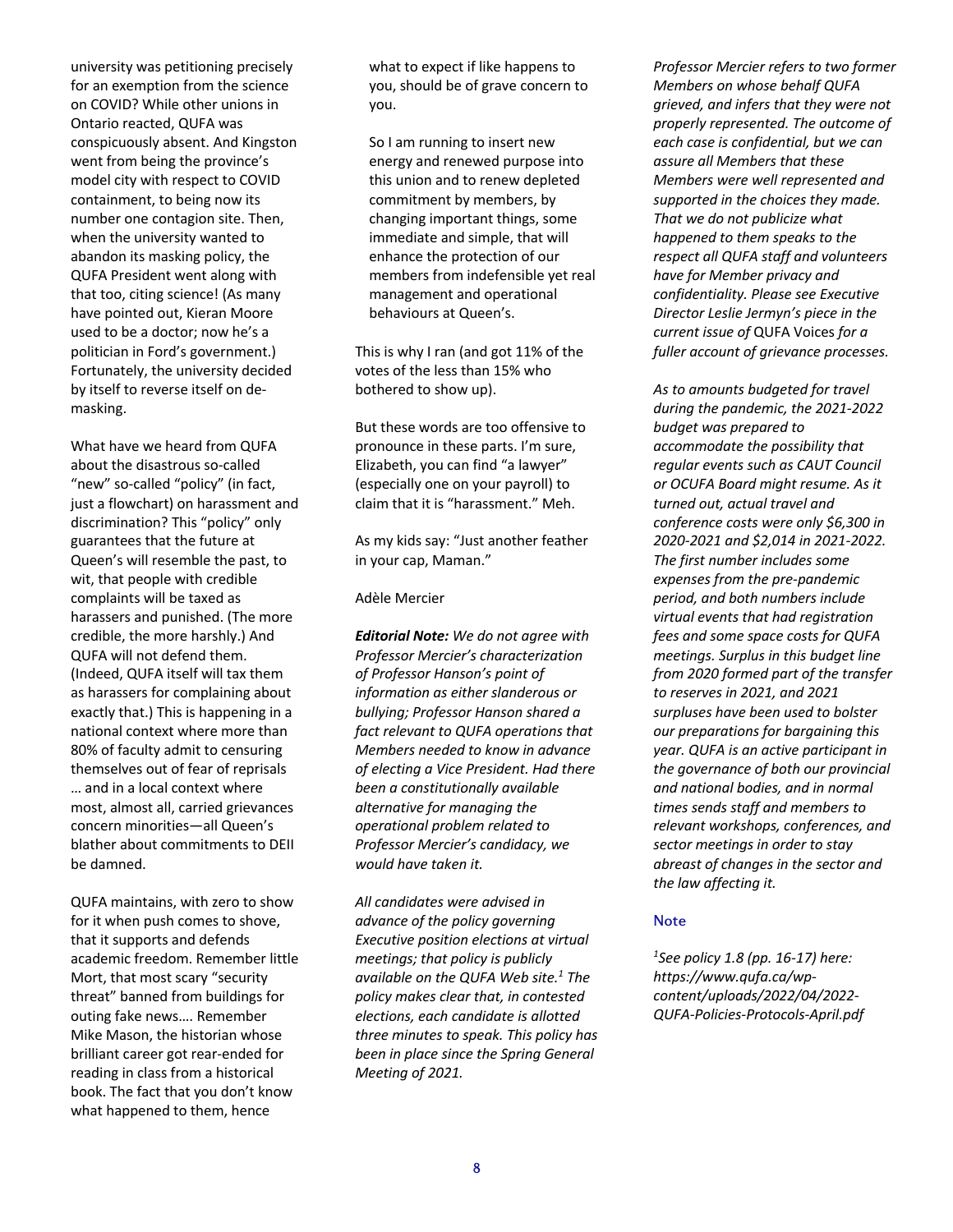university was petitioning precisely for an exemption from the science on COVID? While other unions in Ontario reacted, QUFA was conspicuously absent. And Kingston went from being the province's model city with respect to COVID containment, to being now its number one contagion site. Then, when the university wanted to abandon its masking policy, the QUFA President went along with that too, citing science! (As many have pointed out, Kieran Moore used to be a doctor; now he's a politician in Ford's government.) Fortunately, the university decided by itself to reverse itself on de-masking.

What have we heard from QUFA about the disastrous so-called "new" so-called "policy" (in fact, just a flowchart) on harassment and discrimination? This "policy" only guarantees that the future at Queen's will resemble the past, to wit, that people with credible complaints will be taxed as harassers and punished. (The more credible, the more harshly.) And QUFA will not defend them. (Indeed, QUFA itself will tax them as harassers for complaining about exactly that.) This is happening in a national context where more than 80% of faculty admit to censuring themselves out of fear of reprisals … and in a local context where most, almost all, carried grievances concern minorities—all Queen's blather about commitments to DEII be damned.

QUFA maintains, with zero to show for it when push comes to shove, that it supports and defends academic freedom. Remember little Mort, that most scary "security threat" banned from buildings for outing fake news…. Remember Mike Mason, the historian whose brilliant career got rear-ended for reading in class from a historical book. The fact that you don't know what happened to them, hence what to expect if like happens to you, should be of grave concern to you.

> So I am running to insert new energy and renewed purpose into this union and to renew depleted commitment by members, by changing important things, some immediate and simple, that will enhance the protection of our members from indefensible yet real management and operational behaviours at Queen's.

This is why I ran (and got 11% of the votes of the less than 15% who bothered to show up).

But these words are too offensive to pronounce in these parts. I'm sure, Elizabeth, you can find "a lawyer" (especially one on your payroll) to claim that it is "harassment." Meh.

As my kids say: "Just another feather in your cap, Maman."

Adèle Mercier

***Editorial Note:*** *We do not agree with Professor Mercier's characterization of Professor Hanson's point of information as either slanderous or bullying; Professor Hanson shared a fact relevant to QUFA operations that Members needed to know in advance of electing a Vice President. Had there been a constitutionally available alternative for managing the operational problem related to Professor Mercier's candidacy, we would have taken it.*

*All candidates were advised in advance of the policy governing Executive position elections at virtual meetings; that policy is publicly available on the QUFA Web site.[1] The policy makes clear that, in contested elections, each candidate is allotted three minutes to speak. This policy has been in place since the Spring General Meeting of 2021.*

*Professor Mercier refers to two former Members on whose behalf QUFA grieved, and infers that they were not properly represented. The outcome of each case is confidential, but we can assure all Members that these Members were well represented and supported in the choices they made. That we do not publicize what happened to them speaks to the respect all QUFA staff and volunteers have for Member privacy and confidentiality. Please see Executive Director Leslie Jermyn's piece in the current issue of* QUFA Voices *for a fuller account of grievance processes.*

*As to amounts budgeted for travel during the pandemic, the 2021-2022 budget was prepared to accommodate the possibility that regular events such as CAUT Council or OCUFA Board might resume. As it turned out, actual travel and conference costs were only $6,300 in 2020-2021 and $2,014 in 2021-2022. The first number includes some expenses from the pre-pandemic period, and both numbers include virtual events that had registration fees and some space costs for QUFA meetings. Surplus in this budget line from 2020 formed part of the transfer to reserves in 2021, and 2021 surpluses have been used to bolster our preparations for bargaining this year. QUFA is an active participant in the governance of both our provincial and national bodies, and in normal times sends staff and members to relevant workshops, conferences, and sector meetings in order to stay abreast of changes in the sector and the law affecting it.*

## Note

*[1]See policy 1.8 (pp. 16-17) here: https://www.qufa.ca/wp-content/uploads/2022/04/2022-QUFA-Policies-Protocols-April.pdf*